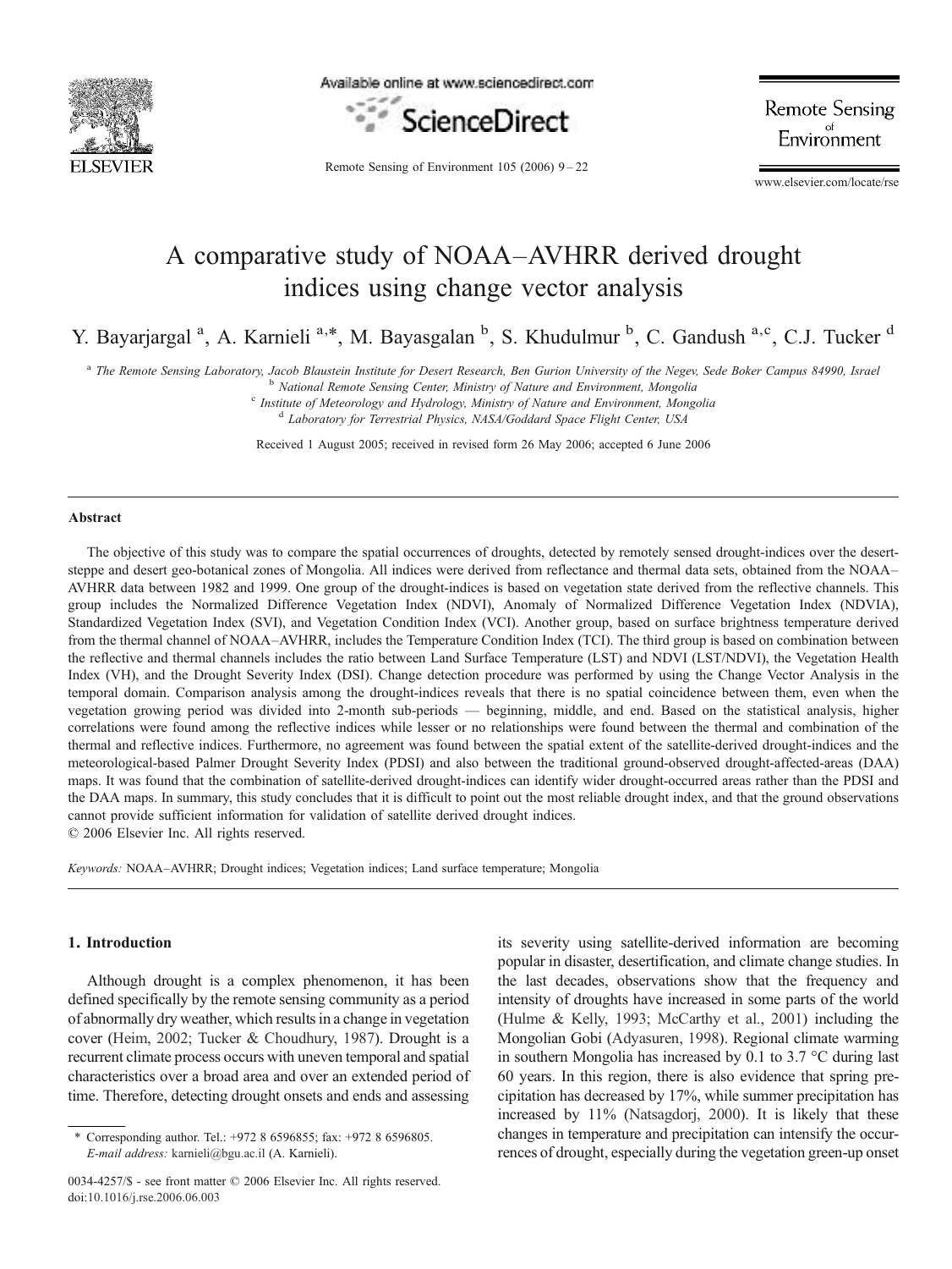# A comparative study of NOAA–AVHRR derived drought indices using change vector analysis

Y. Bayarjargal [a], A. Karnieli [a,*], M. Bayasgalan [b], S. Khudulmur [b], C. Gandush [a,c], C.J. Tucker [d]

[a] The Remote Sensing Laboratory, Jacob Blaustein Institute for Desert Research, Ben Gurion University of the Negev, Sede Boker Campus 84990, Israel

[b] National Remote Sensing Center, Ministry of Nature and Environment, Mongolia

[c] Institute of Meteorology and Hydrology, Ministry of Nature and Environment, Mongolia

[d] Laboratory for Terrestrial Physics, NASA/Goddard Space Flight Center, USA

Received 1 August 2005; received in revised form 26 May 2006; accepted 6 June 2006

## Abstract

The objective of this study was to compare the spatial occurrences of droughts, detected by remotely sensed drought-indices over the desert-steppe and desert geo-botanical zones of Mongolia. All indices were derived from reflectance and thermal data sets, obtained from the NOAA–AVHRR data between 1982 and 1999. One group of the drought-indices is based on vegetation state derived from the reflective channels. This group includes the Normalized Difference Vegetation Index (NDVI), Anomaly of Normalized Difference Vegetation Index (NDVIA), Standardized Vegetation Index (SVI), and Vegetation Condition Index (VCI). Another group, based on surface brightness temperature derived from the thermal channel of NOAA–AVHRR, includes the Temperature Condition Index (TCI). The third group is based on combination between the reflective and thermal channels includes the ratio between Land Surface Temperature (LST) and NDVI (LST/NDVI), the Vegetation Health Index (VH), and the Drought Severity Index (DSI). Change detection procedure was performed by using the Change Vector Analysis in the temporal domain. Comparison analysis among the drought-indices reveals that there is no spatial coincidence between them, even when the vegetation growing period was divided into 2-month sub-periods — beginning, middle, and end. Based on the statistical analysis, higher correlations were found among the reflective indices while lesser or no relationships were found between the thermal and combination of the thermal and reflective indices. Furthermore, no agreement was found between the spatial extent of the satellite-derived drought-indices and the meteorological-based Palmer Drought Severity Index (PDSI) and also between the traditional ground-observed drought-affected-areas (DAA) maps. It was found that the combination of satellite-derived drought-indices can identify wider drought-occurred areas rather than the PDSI and the DAA maps. In summary, this study concludes that it is difficult to point out the most reliable drought index, and that the ground observations cannot provide sufficient information for validation of satellite derived drought indices.

© 2006 Elsevier Inc. All rights reserved.

*Keywords:* NOAA–AVHRR; Drought indices; Vegetation indices; Land surface temperature; Mongolia

## 1. Introduction

Although drought is a complex phenomenon, it has been defined specifically by the remote sensing community as a period of abnormally dry weather, which results in a change in vegetation cover (Heim, 2002; Tucker & Choudhury, 1987). Drought is a recurrent climate process occurs with uneven temporal and spatial characteristics over a broad area and over an extended period of time. Therefore, detecting drought onsets and ends and assessing its severity using satellite-derived information are becoming popular in disaster, desertification, and climate change studies. In the last decades, observations show that the frequency and intensity of droughts have increased in some parts of the world (Hulme & Kelly, 1993; McCarthy et al., 2001) including the Mongolian Gobi (Adyasuren, 1998). Regional climate warming in southern Mongolia has increased by 0.1 to 3.7 °C during last 60 years. In this region, there is also evidence that spring precipitation has decreased by 17%, while summer precipitation has increased by 11% (Natsagdorj, 2000). It is likely that these changes in temperature and precipitation can intensify the occurrences of drought, especially during the vegetation green-up onset

* Corresponding author. Tel.: +972 8 6596855; fax: +972 8 6596805. *E-mail address:* karnieli@bgu.ac.il (A. Karnieli).

0034-4257/$ - see front matter © 2006 Elsevier Inc. All rights reserved. doi:10.1016/j.rse.2006.06.003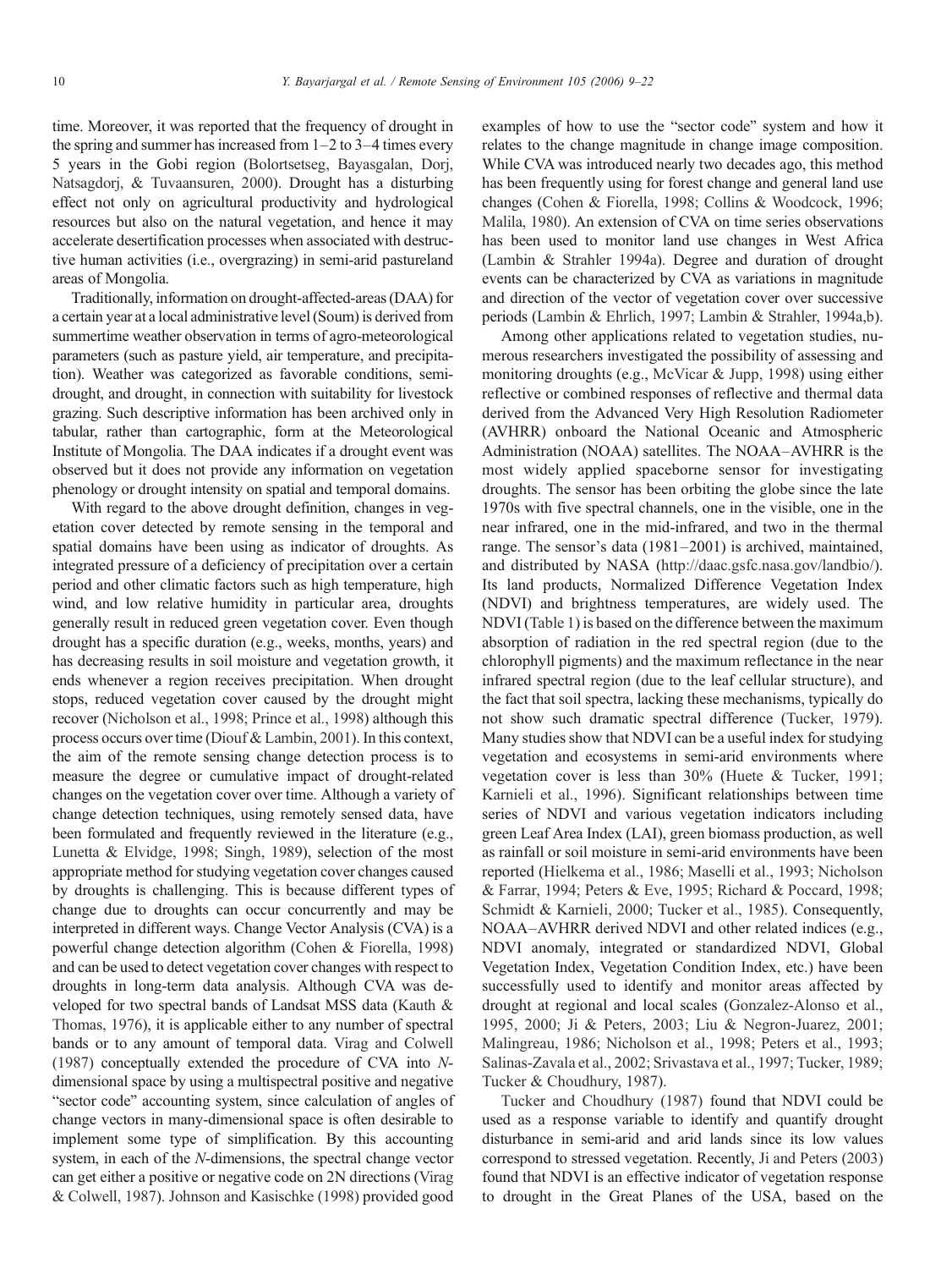time. Moreover, it was reported that the frequency of drought in the spring and summer has increased from 1–2 to 3–4 times every 5 years in the Gobi region (Bolortsetseg, Bayasgalan, Dorj, Natsagdorj, & Tuvaansuren, 2000). Drought has a disturbing effect not only on agricultural productivity and hydrological resources but also on the natural vegetation, and hence it may accelerate desertification processes when associated with destructive human activities (i.e., overgrazing) in semi-arid pastureland areas of Mongolia.

Traditionally, information on drought-affected-areas (DAA) for a certain year at a local administrative level (Soum) is derived from summertime weather observation in terms of agro-meteorological parameters (such as pasture yield, air temperature, and precipitation). Weather was categorized as favorable conditions, semi-drought, and drought, in connection with suitability for livestock grazing. Such descriptive information has been archived only in tabular, rather than cartographic, form at the Meteorological Institute of Mongolia. The DAA indicates if a drought event was observed but it does not provide any information on vegetation phenology or drought intensity on spatial and temporal domains.

With regard to the above drought definition, changes in vegetation cover detected by remote sensing in the temporal and spatial domains have been using as indicator of droughts. As integrated pressure of a deficiency of precipitation over a certain period and other climatic factors such as high temperature, high wind, and low relative humidity in particular area, droughts generally result in reduced green vegetation cover. Even though drought has a specific duration (e.g., weeks, months, years) and has decreasing results in soil moisture and vegetation growth, it ends whenever a region receives precipitation. When drought stops, reduced vegetation cover caused by the drought might recover (Nicholson et al., 1998; Prince et al., 1998) although this process occurs over time (Diouf & Lambin, 2001). In this context, the aim of the remote sensing change detection process is to measure the degree or cumulative impact of drought-related changes on the vegetation cover over time. Although a variety of change detection techniques, using remotely sensed data, have been formulated and frequently reviewed in the literature (e.g., Lunetta & Elvidge, 1998; Singh, 1989), selection of the most appropriate method for studying vegetation cover changes caused by droughts is challenging. This is because different types of change due to droughts can occur concurrently and may be interpreted in different ways. Change Vector Analysis (CVA) is a powerful change detection algorithm (Cohen & Fiorella, 1998) and can be used to detect vegetation cover changes with respect to droughts in long-term data analysis. Although CVA was developed for two spectral bands of Landsat MSS data (Kauth & Thomas, 1976), it is applicable either to any number of spectral bands or to any amount of temporal data. Virag and Colwell (1987) conceptually extended the procedure of CVA into *N*-dimensional space by using a multispectral positive and negative "sector code" accounting system, since calculation of angles of change vectors in many-dimensional space is often desirable to implement some type of simplification. By this accounting system, in each of the *N*-dimensions, the spectral change vector can get either a positive or negative code on 2N directions (Virag & Colwell, 1987). Johnson and Kasischke (1998) provided good examples of how to use the "sector code" system and how it relates to the change magnitude in change image composition. While CVA was introduced nearly two decades ago, this method has been frequently using for forest change and general land use changes (Cohen & Fiorella, 1998; Collins & Woodcock, 1996; Malila, 1980). An extension of CVA on time series observations has been used to monitor land use changes in West Africa (Lambin & Strahler 1994a). Degree and duration of drought events can be characterized by CVA as variations in magnitude and direction of the vector of vegetation cover over successive periods (Lambin & Ehrlich, 1997; Lambin & Strahler, 1994a,b).

Among other applications related to vegetation studies, numerous researchers investigated the possibility of assessing and monitoring droughts (e.g., McVicar & Jupp, 1998) using either reflective or combined responses of reflective and thermal data derived from the Advanced Very High Resolution Radiometer (AVHRR) onboard the National Oceanic and Atmospheric Administration (NOAA) satellites. The NOAA–AVHRR is the most widely applied spaceborne sensor for investigating droughts. The sensor has been orbiting the globe since the late 1970s with five spectral channels, one in the visible, one in the near infrared, one in the mid-infrared, and two in the thermal range. The sensor's data (1981–2001) is archived, maintained, and distributed by NASA (http://daac.gsfc.nasa.gov/landbio/). Its land products, Normalized Difference Vegetation Index (NDVI) and brightness temperatures, are widely used. The NDVI (Table 1) is based on the difference between the maximum absorption of radiation in the red spectral region (due to the chlorophyll pigments) and the maximum reflectance in the near infrared spectral region (due to the leaf cellular structure), and the fact that soil spectra, lacking these mechanisms, typically do not show such dramatic spectral difference (Tucker, 1979). Many studies show that NDVI can be a useful index for studying vegetation and ecosystems in semi-arid environments where vegetation cover is less than 30% (Huete & Tucker, 1991; Karnieli et al., 1996). Significant relationships between time series of NDVI and various vegetation indicators including green Leaf Area Index (LAI), green biomass production, as well as rainfall or soil moisture in semi-arid environments have been reported (Hielkema et al., 1986; Maselli et al., 1993; Nicholson & Farrar, 1994; Peters & Eve, 1995; Richard & Poccard, 1998; Schmidt & Karnieli, 2000; Tucker et al., 1985). Consequently, NOAA–AVHRR derived NDVI and other related indices (e.g., NDVI anomaly, integrated or standardized NDVI, Global Vegetation Index, Vegetation Condition Index, etc.) have been successfully used to identify and monitor areas affected by drought at regional and local scales (Gonzalez-Alonso et al., 1995, 2000; Ji & Peters, 2003; Liu & Negron-Juarez, 2001; Malingreau, 1986; Nicholson et al., 1998; Peters et al., 1993; Salinas-Zavala et al., 2002; Srivastava et al., 1997; Tucker, 1989; Tucker & Choudhury, 1987).

Tucker and Choudhury (1987) found that NDVI could be used as a response variable to identify and quantify drought disturbance in semi-arid and arid lands since its low values correspond to stressed vegetation. Recently, Ji and Peters (2003) found that NDVI is an effective indicator of vegetation response to drought in the Great Planes of the USA, based on the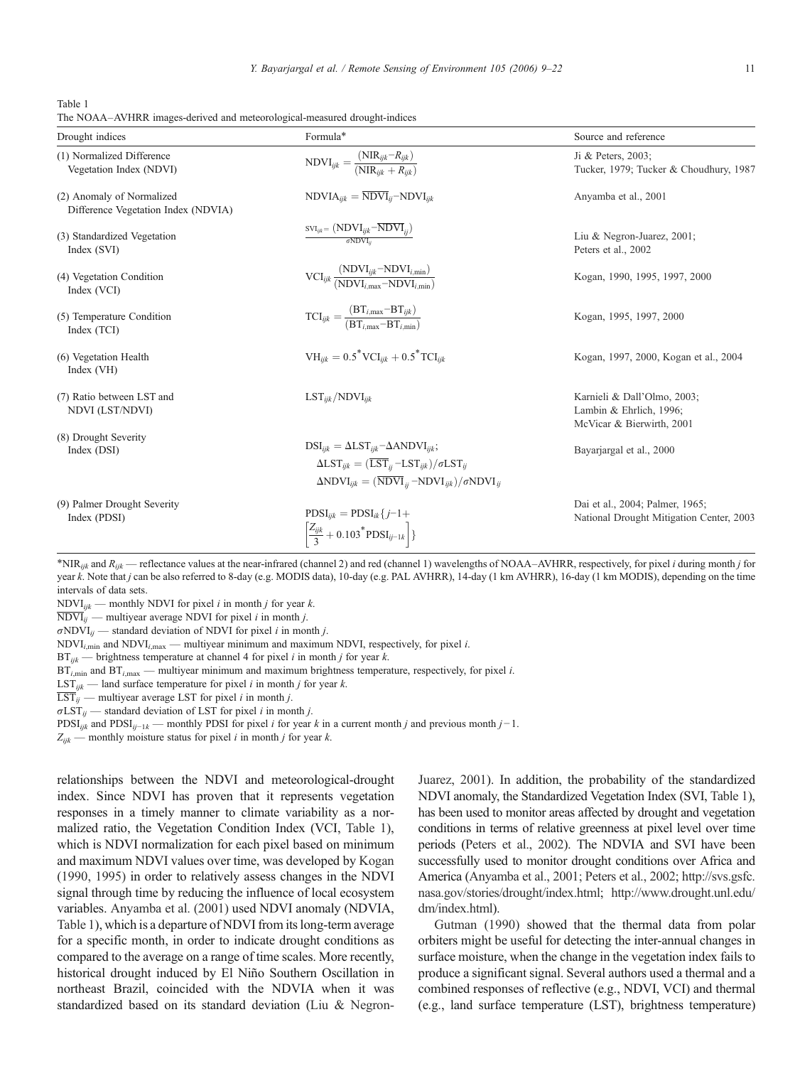Table 1
The NOAA–AVHRR images-derived and meteorological-measured drought-indices

| Drought indices | Formula* | Source and reference |
|---|---|---|
| (1) Normalized Difference Vegetation Index (NDVI) | $\mathrm{NDVI}_{ijk}=\frac{(\mathrm{NIR}_{ijk}-R_{ijk})}{(\mathrm{NIR}_{ijk}+R_{ijk})}$ | Ji & Peters, 2003; Tucker, 1979; Tucker & Choudhury, 1987 |
| (2) Anomaly of Normalized Difference Vegetation Index (NDVIA) | $\mathrm{NDVIA}_{ijk}=\overline{\mathrm{NDVI}}_{ij}-\mathrm{NDVI}_{ijk}$ | Anyamba et al., 2001 |
| (3) Standardized Vegetation Index (SVI) | $\mathrm{SVI}_{ijk}=\frac{(\mathrm{NDVI}_{ijk}-\overline{\mathrm{NDVI}}_{ij})}{\sigma\mathrm{NDVI}_{ij}}$ | Liu & Negron-Juarez, 2001; Peters et al., 2002 |
| (4) Vegetation Condition Index (VCI) | $\mathrm{VCI}_{ijk}\ \frac{(\mathrm{NDVI}_{ijk}-\mathrm{NDVI}_{i,\min})}{(\mathrm{NDVI}_{i,\max}-\mathrm{NDVI}_{i,\min})}$ | Kogan, 1990, 1995, 1997, 2000 |
| (5) Temperature Condition Index (TCI) | $\mathrm{TCI}_{ijk}=\frac{(\mathrm{BT}_{i,\max}-\mathrm{BT}_{ijk})}{(\mathrm{BT}_{i,\max}-\mathrm{BT}_{i,\min})}$ | Kogan, 1995, 1997, 2000 |
| (6) Vegetation Health Index (VH) | $\mathrm{VH}_{ijk}=0.5^{*}\mathrm{VCI}_{ijk}+0.5^{*}\mathrm{TCI}_{ijk}$ | Kogan, 1997, 2000, Kogan et al., 2004 |
| (7) Ratio between LST and NDVI (LST/NDVI) | $\mathrm{LST}_{ijk}/\mathrm{NDVI}_{ijk}$ | Karnieli & Dall'Olmo, 2003; Lambin & Ehrlich, 1996; McVicar & Bierwirth, 2001 |
| (8) Drought Severity Index (DSI) | $\mathrm{DSI}_{ijk}=\Delta\mathrm{LST}_{ijk}-\Delta\mathrm{ANDVI}_{ijk}$; $\Delta\mathrm{LST}_{ijk}=(\overline{\mathrm{LST}}_{ij}-\mathrm{LST}_{ijk})/\sigma\mathrm{LST}_{ij}$ $\Delta\mathrm{NDVI}_{ijk}=(\overline{\mathrm{NDVI}}_{ij}-\mathrm{NDVI}_{ijk})/\sigma\mathrm{NDVI}_{ij}$ | Bayarjargal et al., 2000 |
| (9) Palmer Drought Severity Index (PDSI) | $\mathrm{PDSI}_{ijk}=\mathrm{PDSI}_{ik}\{j-1+\left[\frac{Z_{ijk}}{3}+0.103^{*}\mathrm{PDSI}_{ij-1k}\right]\}$ | Dai et al., 2004; Palmer, 1965; National Drought Mitigation Center, 2003 |

*$\mathrm{NIR}_{ijk}$ and $R_{ijk}$ — reflectance values at the near-infrared (channel 2) and red (channel 1) wavelengths of NOAA–AVHRR, respectively, for pixel $i$ during month $j$ for year $k$. Note that $j$ can be also referred to 8-day (e.g. MODIS data), 10-day (e.g. PAL AVHRR), 14-day (1 km AVHRR), 16-day (1 km MODIS), depending on the time intervals of data sets.

$\mathrm{NDVI}_{ijk}$ — monthly NDVI for pixel $i$ in month $j$ for year $k$.

$\overline{\mathrm{NDVI}}_{ij}$ — multiyear average NDVI for pixel $i$ in month $j$.

$\sigma\mathrm{NDVI}_{ij}$ — standard deviation of NDVI for pixel $i$ in month $j$.

$\mathrm{NDVI}_{i,\min}$ and $\mathrm{NDVI}_{i,\max}$ — multiyear minimum and maximum NDVI, respectively, for pixel $i$.

$\mathrm{BT}_{ijk}$ — brightness temperature at channel 4 for pixel $i$ in month $j$ for year $k$.

$\mathrm{BT}_{i,\min}$ and $\mathrm{BT}_{i,\max}$ — multiyear minimum and maximum brightness temperature, respectively, for pixel $i$.

$\mathrm{LST}_{ijk}$ — land surface temperature for pixel $i$ in month $j$ for year $k$.

$\overline{\mathrm{LST}}_{ij}$ — multiyear average LST for pixel $i$ in month $j$.

$\sigma\mathrm{LST}_{ij}$ — standard deviation of LST for pixel $i$ in month $j$.

$\mathrm{PDSI}_{ijk}$ and $\mathrm{PDSI}_{ij-1k}$ — monthly PDSI for pixel $i$ for year $k$ in a current month $j$ and previous month $j-1$.

$Z_{ijk}$ — monthly moisture status for pixel $i$ in month $j$ for year $k$.

relationships between the NDVI and meteorological-drought index. Since NDVI has proven that it represents vegetation responses in a timely manner to climate variability as a normalized ratio, the Vegetation Condition Index (VCI, Table 1), which is NDVI normalization for each pixel based on minimum and maximum NDVI values over time, was developed by Kogan (1990, 1995) in order to relatively assess changes in the NDVI signal through time by reducing the influence of local ecosystem variables. Anyamba et al. (2001) used NDVI anomaly (NDVIA, Table 1), which is a departure of NDVI from its long-term average for a specific month, in order to indicate drought conditions as compared to the average on a range of time scales. More recently, historical drought induced by El Niño Southern Oscillation in northeast Brazil, coincided with the NDVIA when it was standardized based on its standard deviation (Liu & Negron-Juarez, 2001). In addition, the probability of the standardized NDVI anomaly, the Standardized Vegetation Index (SVI, Table 1), has been used to monitor areas affected by drought and vegetation conditions in terms of relative greenness at pixel level over time periods (Peters et al., 2002). The NDVIA and SVI have been successfully used to monitor drought conditions over Africa and America (Anyamba et al., 2001; Peters et al., 2002; http://svs.gsfc.nasa.gov/stories/drought/index.html; http://www.drought.unl.edu/dm/index.html).

Gutman (1990) showed that the thermal data from polar orbiters might be useful for detecting the inter-annual changes in surface moisture, when the change in the vegetation index fails to produce a significant signal. Several authors used a thermal and a combined responses of reflective (e.g., NDVI, VCI) and thermal (e.g., land surface temperature (LST), brightness temperature)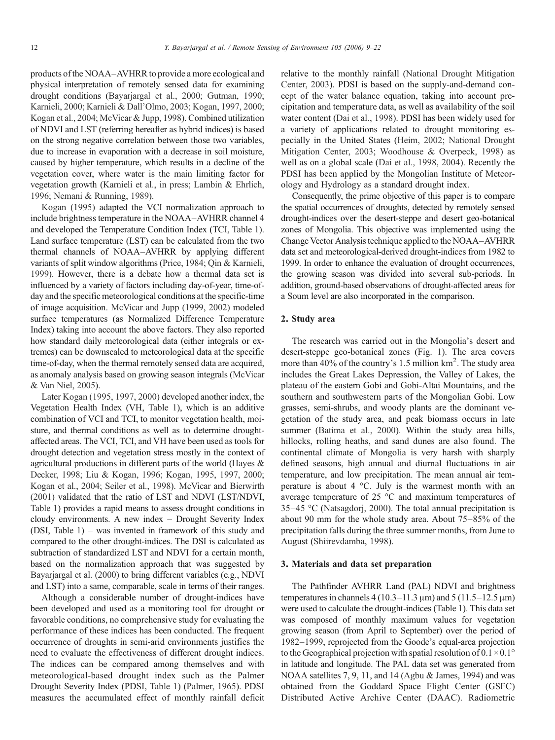products of the NOAA–AVHRR to provide a more ecological and physical interpretation of remotely sensed data for examining drought conditions (Bayarjargal et al., 2000; Gutman, 1990; Karnieli, 2000; Karnieli & Dall'Olmo, 2003; Kogan, 1997, 2000; Kogan et al., 2004; McVicar & Jupp, 1998). Combined utilization of NDVI and LST (referring hereafter as hybrid indices) is based on the strong negative correlation between those two variables, due to increase in evaporation with a decrease in soil moisture, caused by higher temperature, which results in a decline of the vegetation cover, where water is the main limiting factor for vegetation growth (Karnieli et al., in press; Lambin & Ehrlich, 1996; Nemani & Running, 1989).

Kogan (1995) adapted the VCI normalization approach to include brightness temperature in the NOAA–AVHRR channel 4 and developed the Temperature Condition Index (TCI, Table 1). Land surface temperature (LST) can be calculated from the two thermal channels of NOAA–AVHRR by applying different variants of split window algorithms (Price, 1984; Qin & Karnieli, 1999). However, there is a debate how a thermal data set is influenced by a variety of factors including day-of-year, time-of-day and the specific meteorological conditions at the specific-time of image acquisition. McVicar and Jupp (1999, 2002) modeled surface temperatures (as Normalized Difference Temperature Index) taking into account the above factors. They also reported how standard daily meteorological data (either integrals or extremes) can be downscaled to meteorological data at the specific time-of-day, when the thermal remotely sensed data are acquired, as anomaly analysis based on growing season integrals (McVicar & Van Niel, 2005).

Later Kogan (1995, 1997, 2000) developed another index, the Vegetation Health Index (VH, Table 1), which is an additive combination of VCI and TCI, to monitor vegetation health, moisture, and thermal conditions as well as to determine drought-affected areas. The VCI, TCI, and VH have been used as tools for drought detection and vegetation stress mostly in the context of agricultural productions in different parts of the world (Hayes & Decker, 1998; Liu & Kogan, 1996; Kogan, 1995, 1997, 2000; Kogan et al., 2004; Seiler et al., 1998). McVicar and Bierwirth (2001) validated that the ratio of LST and NDVI (LST/NDVI, Table 1) provides a rapid means to assess drought conditions in cloudy environments. A new index – Drought Severity Index (DSI, Table 1) – was invented in framework of this study and compared to the other drought-indices. The DSI is calculated as subtraction of standardized LST and NDVI for a certain month, based on the normalization approach that was suggested by Bayarjargal et al. (2000) to bring different variables (e.g., NDVI and LST) into a same, comparable, scale in terms of their ranges.

Although a considerable number of drought-indices have been developed and used as a monitoring tool for drought or favorable conditions, no comprehensive study for evaluating the performance of these indices has been conducted. The frequent occurrence of droughts in semi-arid environments justifies the need to evaluate the effectiveness of different drought indices. The indices can be compared among themselves and with meteorological-based drought index such as the Palmer Drought Severity Index (PDSI, Table 1) (Palmer, 1965). PDSI measures the accumulated effect of monthly rainfall deficit relative to the monthly rainfall (National Drought Mitigation Center, 2003). PDSI is based on the supply-and-demand concept of the water balance equation, taking into account precipitation and temperature data, as well as availability of the soil water content (Dai et al., 1998). PDSI has been widely used for a variety of applications related to drought monitoring especially in the United States (Heim, 2002; National Drought Mitigation Center, 2003; Woodhouse & Overpeck, 1998) as well as on a global scale (Dai et al., 1998, 2004). Recently the PDSI has been applied by the Mongolian Institute of Meteorology and Hydrology as a standard drought index.

Consequently, the prime objective of this paper is to compare the spatial occurrences of droughts, detected by remotely sensed drought-indices over the desert-steppe and desert geo-botanical zones of Mongolia. This objective was implemented using the Change Vector Analysis technique applied to the NOAA–AVHRR data set and meteorological-derived drought-indices from 1982 to 1999. In order to enhance the evaluation of drought occurrences, the growing season was divided into several sub-periods. In addition, ground-based observations of drought-affected areas for a Soum level are also incorporated in the comparison.

## 2. Study area

The research was carried out in the Mongolia's desert and desert-steppe geo-botanical zones (Fig. 1). The area covers more than 40% of the country's 1.5 million km$^2$. The study area includes the Great Lakes Depression, the Valley of Lakes, the plateau of the eastern Gobi and Gobi-Altai Mountains, and the southern and southwestern parts of the Mongolian Gobi. Low grasses, semi-shrubs, and woody plants are the dominant vegetation of the study area, and peak biomass occurs in late summer (Batima et al., 2000). Within the study area hills, hillocks, rolling heaths, and sand dunes are also found. The continental climate of Mongolia is very harsh with sharply defined seasons, high annual and diurnal fluctuations in air temperature, and low precipitation. The mean annual air temperature is about 4 °C. July is the warmest month with an average temperature of 25 °C and maximum temperatures of 35–45 °C (Natsagdorj, 2000). The total annual precipitation is about 90 mm for the whole study area. About 75–85% of the precipitation falls during the three summer months, from June to August (Shiirevdamba, 1998).

## 3. Materials and data set preparation

The Pathfinder AVHRR Land (PAL) NDVI and brightness temperatures in channels 4 (10.3–11.3 μm) and 5 (11.5–12.5 μm) were used to calculate the drought-indices (Table 1). This data set was composed of monthly maximum values for vegetation growing season (from April to September) over the period of 1982–1999, reprojected from the Goode's equal-area projection to the Geographical projection with spatial resolution of $0.1 \times 0.1°$ in latitude and longitude. The PAL data set was generated from NOAA satellites 7, 9, 11, and 14 (Agbu & James, 1994) and was obtained from the Goddard Space Flight Center (GSFC) Distributed Active Archive Center (DAAC). Radiometric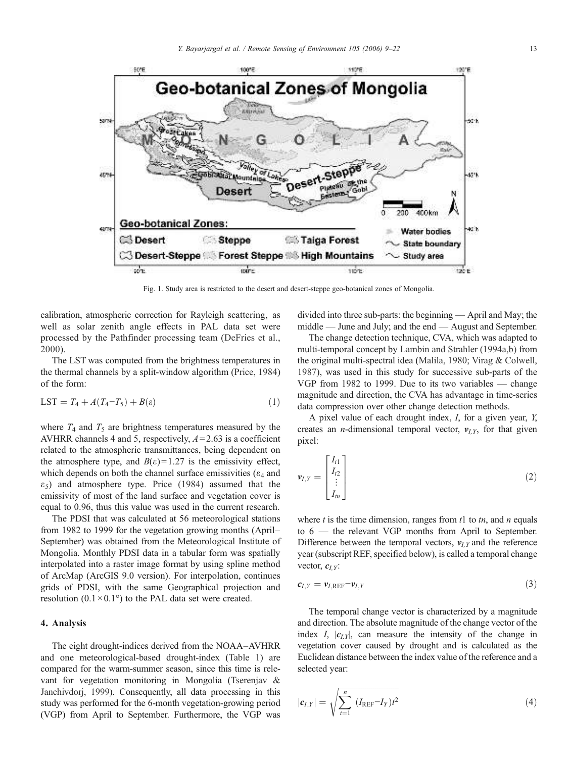Fig. 1. Study area is restricted to the desert and desert-steppe geo-botanical zones of Mongolia.

calibration, atmospheric correction for Rayleigh scattering, as well as solar zenith angle effects in PAL data set were processed by the Pathfinder processing team (DeFries et al., 2000).

The LST was computed from the brightness temperatures in the thermal channels by a split-window algorithm (Price, 1984) of the form:

$$\mathrm{LST} = T_4 + A(T_4 - T_5) + B(\varepsilon) \tag{1}$$

where $T_4$ and $T_5$ are brightness temperatures measured by the AVHRR channels 4 and 5, respectively, $A = 2.63$ is a coefficient related to the atmospheric transmittances, being dependent on the atmosphere type, and $B(\varepsilon) = 1.27$ is the emissivity effect, which depends on both the channel surface emissivities ($\varepsilon_4$ and $\varepsilon_5$) and atmosphere type. Price (1984) assumed that the emissivity of most of the land surface and vegetation cover is equal to 0.96, thus this value was used in the current research.

The PDSI that was calculated at 56 meteorological stations from 1982 to 1999 for the vegetation growing months (April–September) was obtained from the Meteorological Institute of Mongolia. Monthly PDSI data in a tabular form was spatially interpolated into a raster image format by using spline method of ArcMap (ArcGIS 9.0 version). For interpolation, continues grids of PDSI, with the same Geographical projection and resolution ($0.1 \times 0.1°$) to the PAL data set were created.

## 4. Analysis

The eight drought-indices derived from the NOAA–AVHRR and one meteorological-based drought-index (Table 1) are compared for the warm-summer season, since this time is relevant for vegetation monitoring in Mongolia (Tserenjav & Janchivdorj, 1999). Consequently, all data processing in this study was performed for the 6-month vegetation-growing period (VGP) from April to September. Furthermore, the VGP was divided into three sub-parts: the beginning — April and May; the middle — June and July; and the end — August and September.

The change detection technique, CVA, which was adapted to multi-temporal concept by Lambin and Strahler (1994a,b) from the original multi-spectral idea (Malila, 1980; Virag & Colwell, 1987), was used in this study for successive sub-parts of the VGP from 1982 to 1999. Due to its two variables — change magnitude and direction, the CVA has advantage in time-series data compression over other change detection methods.

A pixel value of each drought index, $I$, for a given year, $Y$, creates an $n$-dimensional temporal vector, $\boldsymbol{v}_{I,Y}$, for that given pixel:

$$\boldsymbol{v}_{I,Y} = \begin{bmatrix} I_{t1} \\ I_{t2} \\ \vdots \\ I_{tn} \end{bmatrix} \tag{2}$$

where $t$ is the time dimension, ranges from $t1$ to $tn$, and $n$ equals to 6 — the relevant VGP months from April to September. Difference between the temporal vectors, $\boldsymbol{v}_{I,Y}$ and the reference year (subscript REF, specified below), is called a temporal change vector, $\boldsymbol{c}_{I,Y}$:

$$\boldsymbol{c}_{I,Y} = \boldsymbol{v}_{I,\mathrm{REF}} - \boldsymbol{v}_{I,Y} \tag{3}$$

The temporal change vector is characterized by a magnitude and direction. The absolute magnitude of the change vector of the index $I$, $|\boldsymbol{c}_{I,Y}|$, can measure the intensity of the change in vegetation cover caused by drought and is calculated as the Euclidean distance between the index value of the reference and a selected year:

$$|\boldsymbol{c}_{I,Y}| = \sqrt{\sum_{t=1}^{n} (I_{\mathrm{REF}} - I_Y)t^2} \tag{4}$$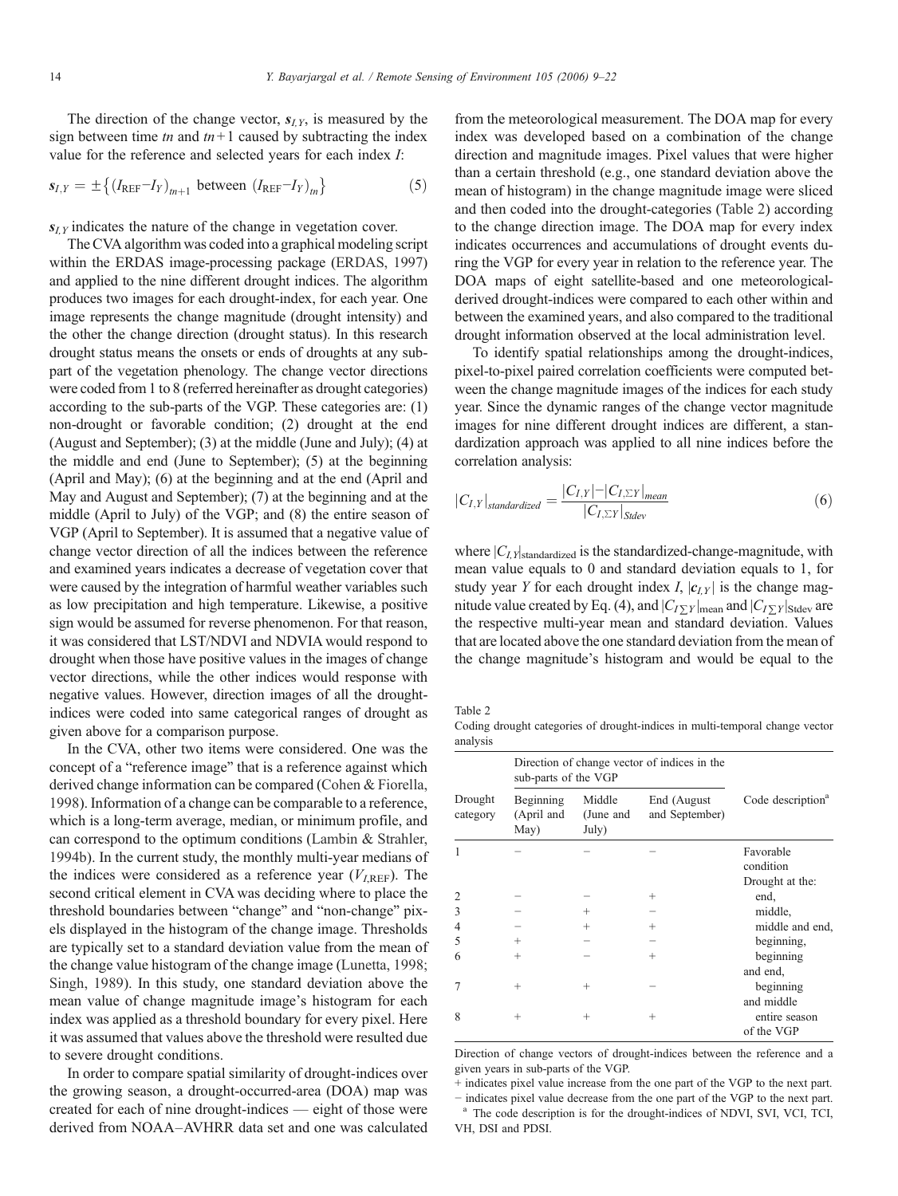The direction of the change vector, $\boldsymbol{s}_{I,Y}$, is measured by the sign between time $tn$ and $tn+1$ caused by subtracting the index value for the reference and selected years for each index $I$:

$$\boldsymbol{s}_{I,Y} = \pm\{(I_{\mathrm{REF}}-I_Y)_{tn+1} \text{ between } (I_{\mathrm{REF}}-I_Y)_{tn}\} \tag{5}$$

$\boldsymbol{s}_{I,Y}$ indicates the nature of the change in vegetation cover.

The CVA algorithm was coded into a graphical modeling script within the ERDAS image-processing package (ERDAS, 1997) and applied to the nine different drought indices. The algorithm produces two images for each drought-index, for each year. One image represents the change magnitude (drought intensity) and the other the change direction (drought status). In this research drought status means the onsets or ends of droughts at any sub-part of the vegetation phenology. The change vector directions were coded from 1 to 8 (referred hereinafter as drought categories) according to the sub-parts of the VGP. These categories are: (1) non-drought or favorable condition; (2) drought at the end (August and September); (3) at the middle (June and July); (4) at the middle and end (June to September); (5) at the beginning (April and May); (6) at the beginning and at the end (April and May and August and September); (7) at the beginning and at the middle (April to July) of the VGP; and (8) the entire season of VGP (April to September). It is assumed that a negative value of change vector direction of all the indices between the reference and examined years indicates a decrease of vegetation cover that were caused by the integration of harmful weather variables such as low precipitation and high temperature. Likewise, a positive sign would be assumed for reverse phenomenon. For that reason, it was considered that LST/NDVI and NDVIA would respond to drought when those have positive values in the images of change vector directions, while the other indices would response with negative values. However, direction images of all the drought-indices were coded into same categorical ranges of drought as given above for a comparison purpose.

In the CVA, other two items were considered. One was the concept of a "reference image" that is a reference against which derived change information can be compared (Cohen & Fiorella, 1998). Information of a change can be comparable to a reference, which is a long-term average, median, or minimum profile, and can correspond to the optimum conditions (Lambin & Strahler, 1994b). In the current study, the monthly multi-year medians of the indices were considered as a reference year ($V_{I,\mathrm{REF}}$). The second critical element in CVA was deciding where to place the threshold boundaries between "change" and "non-change" pixels displayed in the histogram of the change image. Thresholds are typically set to a standard deviation value from the mean of the change value histogram of the change image (Lunetta, 1998; Singh, 1989). In this study, one standard deviation above the mean value of change magnitude image's histogram for each index was applied as a threshold boundary for every pixel. Here it was assumed that values above the threshold were resulted due to severe drought conditions.

In order to compare spatial similarity of drought-indices over the growing season, a drought-occurred-area (DOA) map was created for each of nine drought-indices — eight of those were derived from NOAA–AVHRR data set and one was calculated from the meteorological measurement. The DOA map for every index was developed based on a combination of the change direction and magnitude images. Pixel values that were higher than a certain threshold (e.g., one standard deviation above the mean of histogram) in the change magnitude image were sliced and then coded into the drought-categories (Table 2) according to the change direction image. The DOA map for every index indicates occurrences and accumulations of drought events during the VGP for every year in relation to the reference year. The DOA maps of eight satellite-based and one meteorological-derived drought-indices were compared to each other within and between the examined years, and also compared to the traditional drought information observed at the local administration level.

To identify spatial relationships among the drought-indices, pixel-to-pixel paired correlation coefficients were computed between the change magnitude images of the indices for each study year. Since the dynamic ranges of the change vector magnitude images for nine different drought indices are different, a standardization approach was applied to all nine indices before the correlation analysis:

$$|C_{I,Y}|_{standardized} = \frac{|C_{I,Y}| - |C_{I,\Sigma Y}|_{mean}}{|C_{I,\Sigma Y}|_{Stdev}} \tag{6}$$

where $|C_{I,Y}|_{\mathrm{standardized}}$ is the standardized-change-magnitude, with mean value equals to 0 and standard deviation equals to 1, for study year $Y$ for each drought index $I$, $|\boldsymbol{c}_{I,Y}|$ is the change magnitude value created by Eq. (4), and $|C_{I\sum Y}|_{\mathrm{mean}}$ and $|C_{I\sum Y}|_{\mathrm{Stdev}}$ are the respective multi-year mean and standard deviation. Values that are located above the one standard deviation from the mean of the change magnitude's histogram and would be equal to the

Table 2
Coding drought categories of drought-indices in multi-temporal change vector analysis

| Drought category | Direction of change vector of indices in the sub-parts of the VGP | | | Code description[a] |
|---|---|---|---|---|
| | Beginning (April and May) | Middle (June and July) | End (August and September) | |
| 1 | − | − | − | Favorable condition |
| | | | | Drought at the: |
| 2 | − | − | + | end, |
| 3 | − | + | − | middle, |
| 4 | − | + | + | middle and end, |
| 5 | + | − | − | beginning, |
| 6 | + | − | + | beginning and end, |
| 7 | + | + | − | beginning and middle |
| 8 | + | + | + | entire season of the VGP |

Direction of change vectors of drought-indices between the reference and a given years in sub-parts of the VGP.

+ indicates pixel value increase from the one part of the VGP to the next part.

− indicates pixel value decrease from the one part of the VGP to the next part.

[a] The code description is for the drought-indices of NDVI, SVI, VCI, TCI, VH, DSI and PDSI.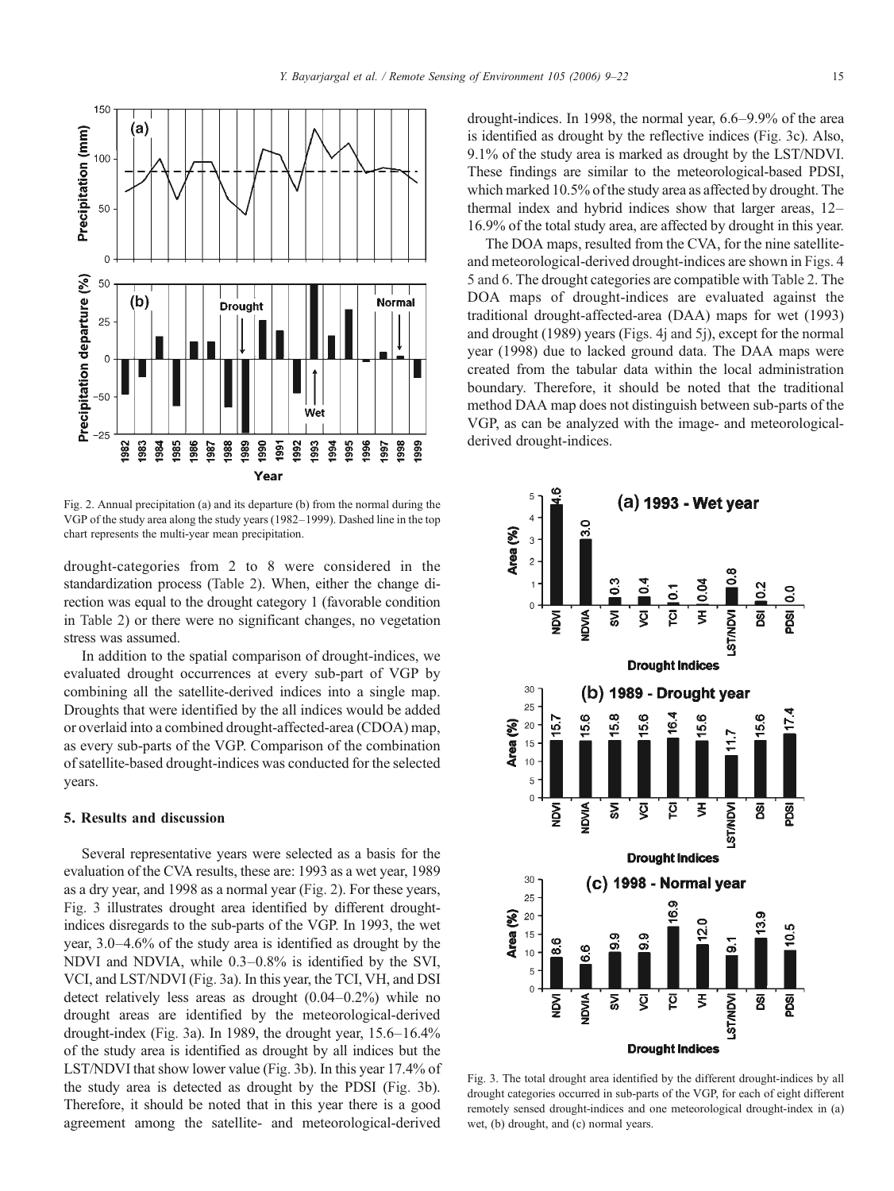Fig. 2. Annual precipitation (a) and its departure (b) from the normal during the VGP of the study area along the study years (1982–1999). Dashed line in the top chart represents the multi-year mean precipitation.

drought-categories from 2 to 8 were considered in the standardization process (Table 2). When, either the change direction was equal to the drought category 1 (favorable condition in Table 2) or there were no significant changes, no vegetation stress was assumed.

In addition to the spatial comparison of drought-indices, we evaluated drought occurrences at every sub-part of VGP by combining all the satellite-derived indices into a single map. Droughts that were identified by the all indices would be added or overlaid into a combined drought-affected-area (CDOA) map, as every sub-parts of the VGP. Comparison of the combination of satellite-based drought-indices was conducted for the selected years.

## 5. Results and discussion

Several representative years were selected as a basis for the evaluation of the CVA results, these are: 1993 as a wet year, 1989 as a dry year, and 1998 as a normal year (Fig. 2). For these years, Fig. 3 illustrates drought area identified by different drought-indices disregards to the sub-parts of the VGP. In 1993, the wet year, 3.0–4.6% of the study area is identified as drought by the NDVI and NDVIA, while 0.3–0.8% is identified by the SVI, VCI, and LST/NDVI (Fig. 3a). In this year, the TCI, VH, and DSI detect relatively less areas as drought (0.04–0.2%) while no drought areas are identified by the meteorological-derived drought-index (Fig. 3a). In 1989, the drought year, 15.6–16.4% of the study area is identified as drought by all indices but the LST/NDVI that show lower value (Fig. 3b). In this year 17.4% of the study area is detected as drought by the PDSI (Fig. 3b). Therefore, it should be noted that in this year there is a good agreement among the satellite- and meteorological-derived drought-indices. In 1998, the normal year, 6.6–9.9% of the area is identified as drought by the reflective indices (Fig. 3c). Also, 9.1% of the study area is marked as drought by the LST/NDVI. These findings are similar to the meteorological-based PDSI, which marked 10.5% of the study area as affected by drought. The thermal index and hybrid indices show that larger areas, 12–16.9% of the total study area, are affected by drought in this year.

The DOA maps, resulted from the CVA, for the nine satellite- and meteorological-derived drought-indices are shown in Figs. 4 5 and 6. The drought categories are compatible with Table 2. The DOA maps of drought-indices are evaluated against the traditional drought-affected-area (DAA) maps for wet (1993) and drought (1989) years (Figs. 4j and 5j), except for the normal year (1998) due to lacked ground data. The DAA maps were created from the tabular data within the local administration boundary. Therefore, it should be noted that the traditional method DAA map does not distinguish between sub-parts of the VGP, as can be analyzed with the image- and meteorological-derived drought-indices.

Fig. 3. The total drought area identified by the different drought-indices by all drought categories occurred in sub-parts of the VGP, for each of eight different remotely sensed drought-indices and one meteorological drought-index in (a) wet, (b) drought, and (c) normal years.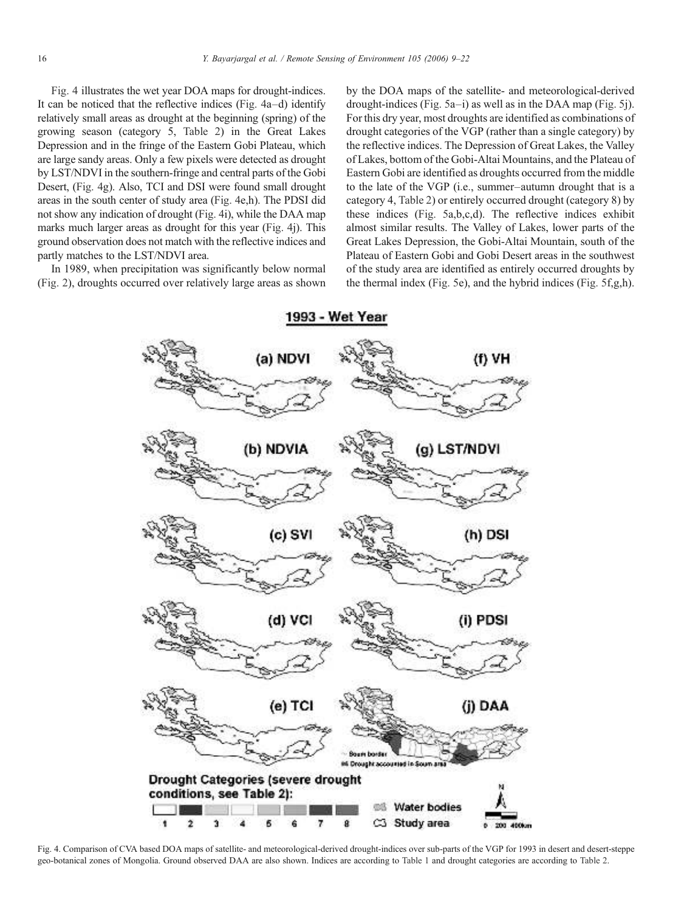Fig. 4 illustrates the wet year DOA maps for drought-indices. It can be noticed that the reflective indices (Fig. 4a–d) identify relatively small areas as drought at the beginning (spring) of the growing season (category 5, Table 2) in the Great Lakes Depression and in the fringe of the Eastern Gobi Plateau, which are large sandy areas. Only a few pixels were detected as drought by LST/NDVI in the southern-fringe and central parts of the Gobi Desert, (Fig. 4g). Also, TCI and DSI were found small drought areas in the south center of study area (Fig. 4e,h). The PDSI did not show any indication of drought (Fig. 4i), while the DAA map marks much larger areas as drought for this year (Fig. 4j). This ground observation does not match with the reflective indices and partly matches to the LST/NDVI area.

In 1989, when precipitation was significantly below normal (Fig. 2), droughts occurred over relatively large areas as shown by the DOA maps of the satellite- and meteorological-derived drought-indices (Fig. 5a–i) as well as in the DAA map (Fig. 5j). For this dry year, most droughts are identified as combinations of drought categories of the VGP (rather than a single category) by the reflective indices. The Depression of Great Lakes, the Valley of Lakes, bottom of the Gobi-Altai Mountains, and the Plateau of Eastern Gobi are identified as droughts occurred from the middle to the late of the VGP (i.e., summer–autumn drought that is a category 4, Table 2) or entirely occurred drought (category 8) by these indices (Fig. 5a,b,c,d). The reflective indices exhibit almost similar results. The Valley of Lakes, lower parts of the Great Lakes Depression, the Gobi-Altai Mountain, south of the Plateau of Eastern Gobi and Gobi Desert areas in the southwest of the study area are identified as entirely occurred droughts by the thermal index (Fig. 5e), and the hybrid indices (Fig. 5f,g,h).

Fig. 4. Comparison of CVA based DOA maps of satellite- and meteorological-derived drought-indices over sub-parts of the VGP for 1993 in desert and desert-steppe geo-botanical zones of Mongolia. Ground observed DAA are also shown. Indices are according to Table 1 and drought categories are according to Table 2.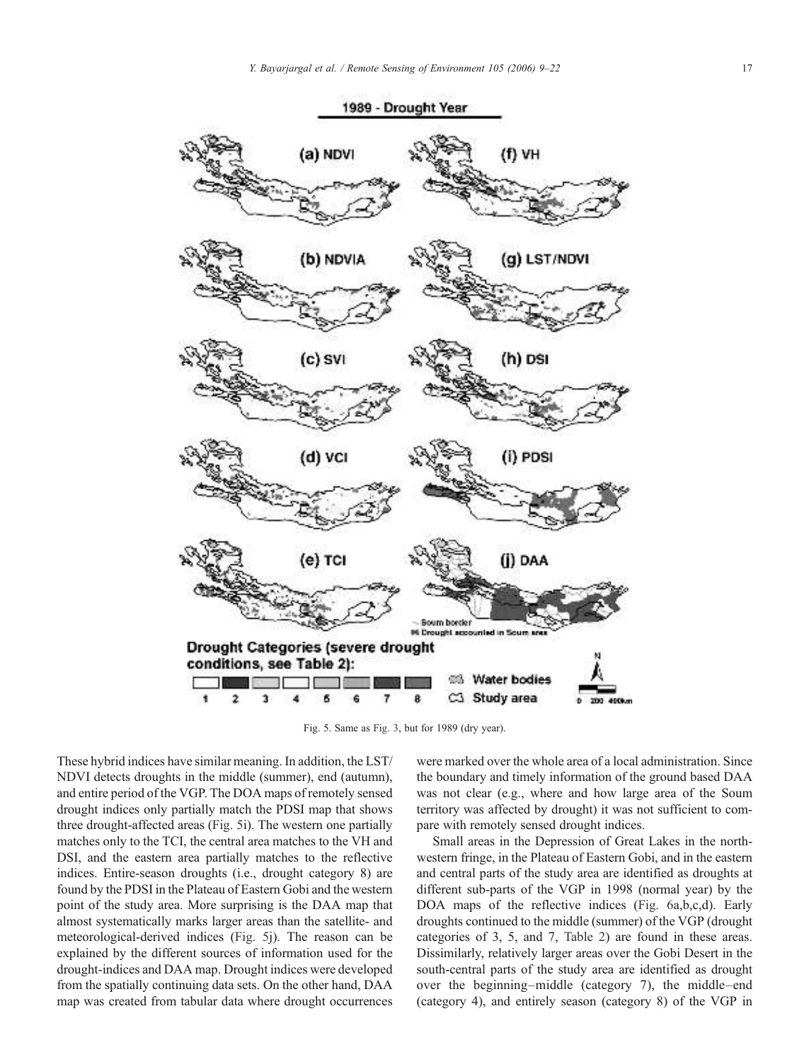Fig. 5. Same as Fig. 3, but for 1989 (dry year).

These hybrid indices have similar meaning. In addition, the LST/NDVI detects droughts in the middle (summer), end (autumn), and entire period of the VGP. The DOA maps of remotely sensed drought indices only partially match the PDSI map that shows three drought-affected areas (Fig. 5i). The western one partially matches only to the TCI, the central area matches to the VH and DSI, and the eastern area partially matches to the reflective indices. Entire-season droughts (i.e., drought category 8) are found by the PDSI in the Plateau of Eastern Gobi and the western point of the study area. More surprising is the DAA map that almost systematically marks larger areas than the satellite- and meteorological-derived indices (Fig. 5j). The reason can be explained by the different sources of information used for the drought-indices and DAA map. Drought indices were developed from the spatially continuing data sets. On the other hand, DAA map was created from tabular data where drought occurrences were marked over the whole area of a local administration. Since the boundary and timely information of the ground based DAA was not clear (e.g., where and how large area of the Soum territory was affected by drought) it was not sufficient to compare with remotely sensed drought indices.

Small areas in the Depression of Great Lakes in the northwestern fringe, in the Plateau of Eastern Gobi, and in the eastern and central parts of the study area are identified as droughts at different sub-parts of the VGP in 1998 (normal year) by the DOA maps of the reflective indices (Fig. 6a,b,c,d). Early droughts continued to the middle (summer) of the VGP (drought categories of 3, 5, and 7, Table 2) are found in these areas. Dissimilarly, relatively larger areas over the Gobi Desert in the south-central parts of the study area are identified as drought over the beginning–middle (category 7), the middle–end (category 4), and entirely season (category 8) of the VGP in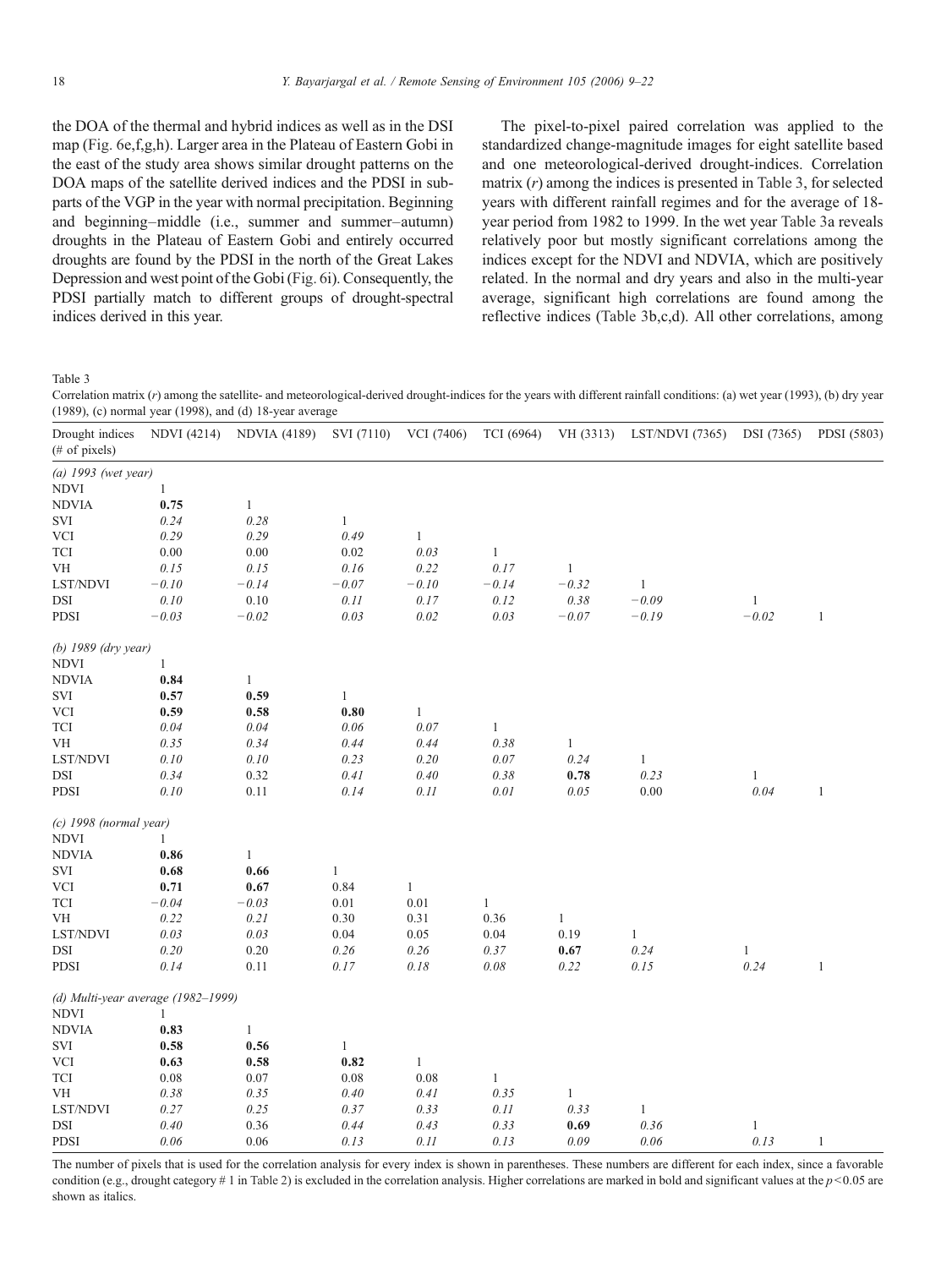the DOA of the thermal and hybrid indices as well as in the DSI map (Fig. 6e,f,g,h). Larger area in the Plateau of Eastern Gobi in the east of the study area shows similar drought patterns on the DOA maps of the satellite derived indices and the PDSI in sub-parts of the VGP in the year with normal precipitation. Beginning and beginning–middle (i.e., summer and summer–autumn) droughts in the Plateau of Eastern Gobi and entirely occurred droughts are found by the PDSI in the north of the Great Lakes Depression and west point of the Gobi (Fig. 6i). Consequently, the PDSI partially match to different groups of drought-spectral indices derived in this year.

The pixel-to-pixel paired correlation was applied to the standardized change-magnitude images for eight satellite based and one meteorological-derived drought-indices. Correlation matrix ($r$) among the indices is presented in Table 3, for selected years with different rainfall regimes and for the average of 18-year period from 1982 to 1999. In the wet year Table 3a reveals relatively poor but mostly significant correlations among the indices except for the NDVI and NDVIA, which are positively related. In the normal and dry years and also in the multi-year average, significant high correlations are found among the reflective indices (Table 3b,c,d). All other correlations, among

Table 3

Correlation matrix ($r$) among the satellite- and meteorological-derived drought-indices for the years with different rainfall conditions: (a) wet year (1993), (b) dry year (1989), (c) normal year (1998), and (d) 18-year average

| Drought indices (# of pixels) | NDVI (4214) | NDVIA (4189) | SVI (7110) | VCI (7406) | TCI (6964) | VH (3313) | LST/NDVI (7365) | DSI (7365) | PDSI (5803) |
|---|---|---|---|---|---|---|---|---|---|
| *(a) 1993 (wet year)* | | | | | | | | | |
| NDVI | 1 | | | | | | | | |
| NDVIA | **0.75** | 1 | | | | | | | |
| SVI | *0.24* | *0.28* | 1 | | | | | | |
| VCI | *0.29* | *0.29* | *0.49* | 1 | | | | | |
| TCI | 0.00 | 0.00 | 0.02 | *0.03* | 1 | | | | |
| VH | *0.15* | *0.15* | *0.16* | *0.22* | *0.17* | 1 | | | |
| LST/NDVI | *−0.10* | *−0.14* | *−0.07* | *−0.10* | *−0.14* | *−0.32* | 1 | | |
| DSI | *0.10* | 0.10 | *0.11* | *0.17* | *0.12* | *0.38* | *−0.09* | 1 | |
| PDSI | *−0.03* | *−0.02* | *0.03* | *0.02* | *0.03* | *−0.07* | *−0.19* | *−0.02* | 1 |
| *(b) 1989 (dry year)* | | | | | | | | | |
| NDVI | 1 | | | | | | | | |
| NDVIA | **0.84** | 1 | | | | | | | |
| SVI | **0.57** | **0.59** | 1 | | | | | | |
| VCI | **0.59** | **0.58** | **0.80** | 1 | | | | | |
| TCI | *0.04* | *0.04* | *0.06* | *0.07* | 1 | | | | |
| VH | *0.35* | *0.34* | *0.44* | *0.44* | *0.38* | 1 | | | |
| LST/NDVI | *0.10* | *0.10* | *0.23* | *0.20* | *0.07* | *0.24* | 1 | | |
| DSI | *0.34* | 0.32 | *0.41* | *0.40* | *0.38* | **0.78** | *0.23* | 1 | |
| PDSI | *0.10* | 0.11 | *0.14* | *0.11* | *0.01* | *0.05* | 0.00 | *0.04* | 1 |
| *(c) 1998 (normal year)* | | | | | | | | | |
| NDVI | 1 | | | | | | | | |
| NDVIA | **0.86** | 1 | | | | | | | |
| SVI | **0.68** | **0.66** | 1 | | | | | | |
| VCI | **0.71** | **0.67** | 0.84 | 1 | | | | | |
| TCI | *−0.04* | *−0.03* | 0.01 | 0.01 | 1 | | | | |
| VH | *0.22* | *0.21* | 0.30 | 0.31 | 0.36 | 1 | | | |
| LST/NDVI | *0.03* | *0.03* | 0.04 | 0.05 | 0.04 | 0.19 | 1 | | |
| DSI | *0.20* | 0.20 | *0.26* | *0.26* | *0.37* | **0.67** | *0.24* | 1 | |
| PDSI | *0.14* | 0.11 | *0.17* | *0.18* | *0.08* | *0.22* | *0.15* | *0.24* | 1 |
| *(d) Multi-year average (1982–1999)* | | | | | | | | | |
| NDVI | 1 | | | | | | | | |
| NDVIA | **0.83** | 1 | | | | | | | |
| SVI | **0.58** | **0.56** | 1 | | | | | | |
| VCI | **0.63** | **0.58** | **0.82** | 1 | | | | | |
| TCI | 0.08 | 0.07 | 0.08 | 0.08 | 1 | | | | |
| VH | *0.38* | *0.35* | *0.40* | *0.41* | *0.35* | 1 | | | |
| LST/NDVI | *0.27* | *0.25* | *0.37* | *0.33* | *0.11* | *0.33* | 1 | | |
| DSI | *0.40* | 0.36 | *0.44* | *0.43* | *0.33* | **0.69** | *0.36* | 1 | |
| PDSI | *0.06* | 0.06 | *0.13* | *0.11* | *0.13* | *0.09* | *0.06* | *0.13* | 1 |

The number of pixels that is used for the correlation analysis for every index is shown in parentheses. These numbers are different for each index, since a favorable condition (e.g., drought category # 1 in Table 2) is excluded in the correlation analysis. Higher correlations are marked in bold and significant values at the $p<0.05$ are shown as italics.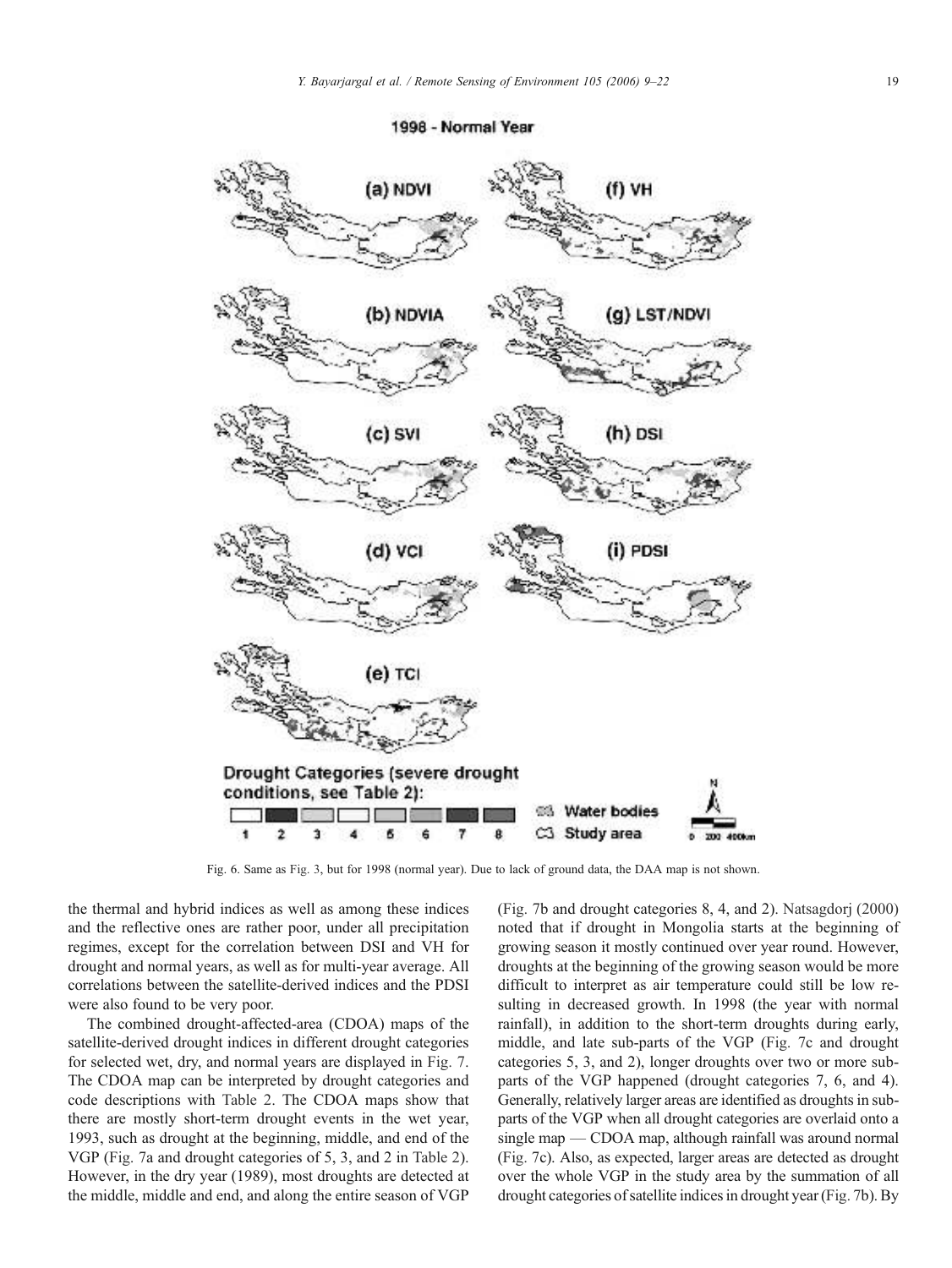Fig. 6. Same as Fig. 3, but for 1998 (normal year). Due to lack of ground data, the DAA map is not shown.

the thermal and hybrid indices as well as among these indices and the reflective ones are rather poor, under all precipitation regimes, except for the correlation between DSI and VH for drought and normal years, as well as for multi-year average. All correlations between the satellite-derived indices and the PDSI were also found to be very poor.

The combined drought-affected-area (CDOA) maps of the satellite-derived drought indices in different drought categories for selected wet, dry, and normal years are displayed in Fig. 7. The CDOA map can be interpreted by drought categories and code descriptions with Table 2. The CDOA maps show that there are mostly short-term drought events in the wet year, 1993, such as drought at the beginning, middle, and end of the VGP (Fig. 7a and drought categories of 5, 3, and 2 in Table 2). However, in the dry year (1989), most droughts are detected at the middle, middle and end, and along the entire season of VGP (Fig. 7b and drought categories 8, 4, and 2). Natsagdorj (2000) noted that if drought in Mongolia starts at the beginning of growing season it mostly continued over year round. However, droughts at the beginning of the growing season would be more difficult to interpret as air temperature could still be low resulting in decreased growth. In 1998 (the year with normal rainfall), in addition to the short-term droughts during early, middle, and late sub-parts of the VGP (Fig. 7c and drought categories 5, 3, and 2), longer droughts over two or more sub-parts of the VGP happened (drought categories 7, 6, and 4). Generally, relatively larger areas are identified as droughts in sub-parts of the VGP when all drought categories are overlaid onto a single map — CDOA map, although rainfall was around normal (Fig. 7c). Also, as expected, larger areas are detected as drought over the whole VGP in the study area by the summation of all drought categories of satellite indices in drought year (Fig. 7b). By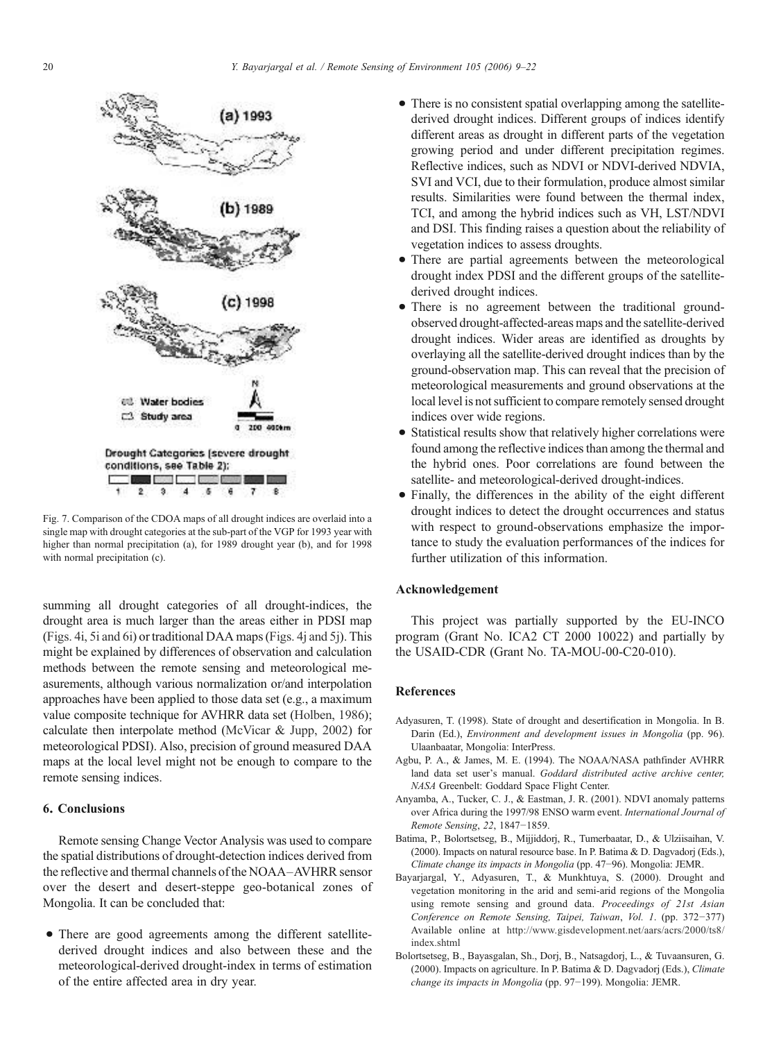Fig. 7. Comparison of the CDOA maps of all drought indices are overlaid into a single map with drought categories at the sub-part of the VGP for 1993 year with higher than normal precipitation (a), for 1989 drought year (b), and for 1998 with normal precipitation (c).

summing all drought categories of all drought-indices, the drought area is much larger than the areas either in PDSI map (Figs. 4i, 5i and 6i) or traditional DAA maps (Figs. 4j and 5j). This might be explained by differences of observation and calculation methods between the remote sensing and meteorological measurements, although various normalization or/and interpolation approaches have been applied to those data set (e.g., a maximum value composite technique for AVHRR data set (Holben, 1986); calculate then interpolate method (McVicar & Jupp, 2002) for meteorological PDSI). Also, precision of ground measured DAA maps at the local level might not be enough to compare to the remote sensing indices.

## 6. Conclusions

Remote sensing Change Vector Analysis was used to compare the spatial distributions of drought-detection indices derived from the reflective and thermal channels of the NOAA–AVHRR sensor over the desert and desert-steppe geo-botanical zones of Mongolia. It can be concluded that:

- There are good agreements among the different satellite-derived drought indices and also between these and the meteorological-derived drought-index in terms of estimation of the entire affected area in dry year.
- There is no consistent spatial overlapping among the satellite-derived drought indices. Different groups of indices identify different areas as drought in different parts of the vegetation growing period and under different precipitation regimes. Reflective indices, such as NDVI or NDVI-derived NDVIA, SVI and VCI, due to their formulation, produce almost similar results. Similarities were found between the thermal index, TCI, and among the hybrid indices such as VH, LST/NDVI and DSI. This finding raises a question about the reliability of vegetation indices to assess droughts.
- There are partial agreements between the meteorological drought index PDSI and the different groups of the satellite-derived drought indices.
- There is no agreement between the traditional ground-observed drought-affected-areas maps and the satellite-derived drought indices. Wider areas are identified as droughts by overlaying all the satellite-derived drought indices than by the ground-observation map. This can reveal that the precision of meteorological measurements and ground observations at the local level is not sufficient to compare remotely sensed drought indices over wide regions.
- Statistical results show that relatively higher correlations were found among the reflective indices than among the thermal and the hybrid ones. Poor correlations are found between the satellite- and meteorological-derived drought-indices.
- Finally, the differences in the ability of the eight different drought indices to detect the drought occurrences and status with respect to ground-observations emphasize the importance to study the evaluation performances of the indices for further utilization of this information.

## Acknowledgement

This project was partially supported by the EU-INCO program (Grant No. ICA2 CT 2000 10022) and partially by the USAID-CDR (Grant No. TA-MOU-00-C20-010).

## References

Adyasuren, T. (1998). State of drought and desertification in Mongolia. In B. Darin (Ed.), *Environment and development issues in Mongolia* (pp. 96). Ulaanbaatar, Mongolia: InterPress.

Agbu, P. A., & James, M. E. (1994). The NOAA/NASA pathfinder AVHRR land data set user's manual. *Goddard distributed active archive center, NASA* Greenbelt: Goddard Space Flight Center.

Anyamba, A., Tucker, C. J., & Eastman, J. R. (2001). NDVI anomaly patterns over Africa during the 1997/98 ENSO warm event. *International Journal of Remote Sensing*, *22*, 1847−1859.

Batima, P., Bolortsetseg, B., Mijjiddorj, R., Tumerbaatar, D., & Ulziisaihan, V. (2000). Impacts on natural resource base. In P. Batima & D. Dagvadorj (Eds.), *Climate change its impacts in Mongolia* (pp. 47−96). Mongolia: JEMR.

Bayarjargal, Y., Adyasuren, T., & Munkhtuya, S. (2000). Drought and vegetation monitoring in the arid and semi-arid regions of the Mongolia using remote sensing and ground data. *Proceedings of 21st Asian Conference on Remote Sensing, Taipei, Taiwan*, *Vol. 1*. (pp. 372−377) Available online at http://www.gisdevelopment.net/aars/acrs/2000/ts8/index.shtml

Bolortsetseg, B., Bayasgalan, Sh., Dorj, B., Natsagdorj, L., & Tuvaansuren, G. (2000). Impacts on agriculture. In P. Batima & D. Dagvadorj (Eds.), *Climate change its impacts in Mongolia* (pp. 97−199). Mongolia: JEMR.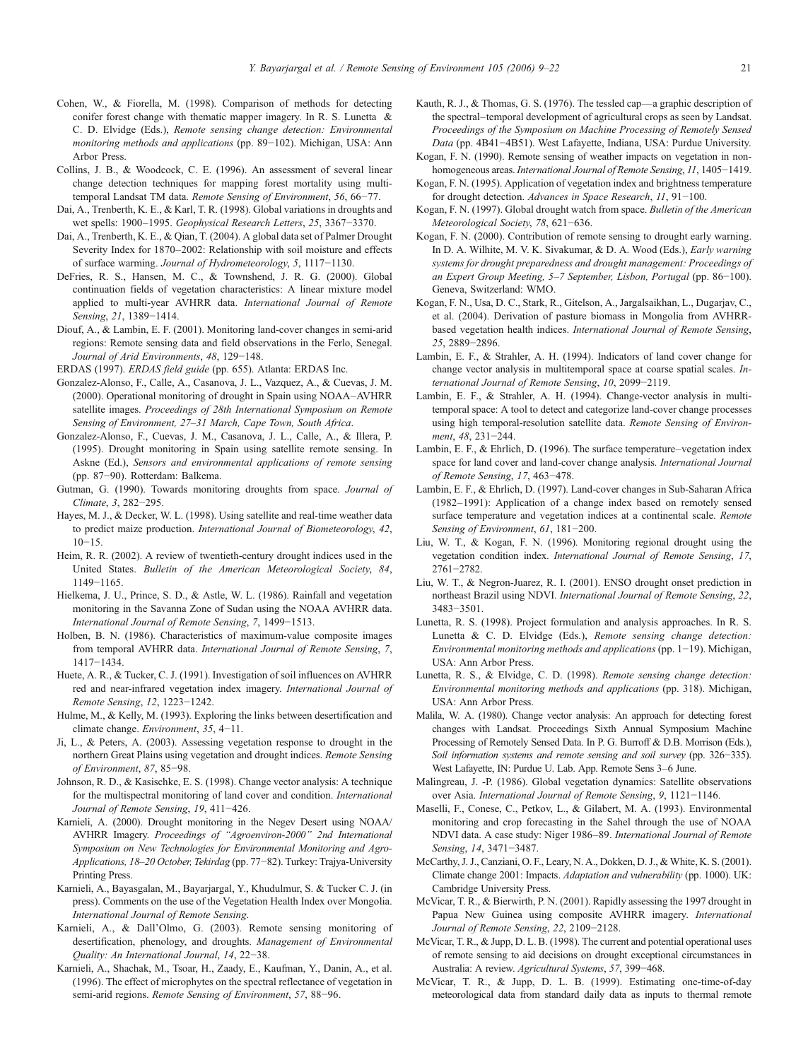Cohen, W., & Fiorella, M. (1998). Comparison of methods for detecting conifer forest change with thematic mapper imagery. In R. S. Lunetta & C. D. Elvidge (Eds.), *Remote sensing change detection: Environmental monitoring methods and applications* (pp. 89−102). Michigan, USA: Ann Arbor Press.

Collins, J. B., & Woodcock, C. E. (1996). An assessment of several linear change detection techniques for mapping forest mortality using multitemporal Landsat TM data. *Remote Sensing of Environment*, *56*, 66−77.

Dai, A., Trenberth, K. E., & Karl, T. R. (1998). Global variations in droughts and wet spells: 1900–1995. *Geophysical Research Letters*, *25*, 3367−3370.

Dai, A., Trenberth, K. E., & Qian, T. (2004). A global data set of Palmer Drought Severity Index for 1870–2002: Relationship with soil moisture and effects of surface warming. *Journal of Hydrometeorology*, *5*, 1117−1130.

DeFries, R. S., Hansen, M. C., & Townshend, J. R. G. (2000). Global continuation fields of vegetation characteristics: A linear mixture model applied to multi-year AVHRR data. *International Journal of Remote Sensing*, *21*, 1389−1414.

Diouf, A., & Lambin, E. F. (2001). Monitoring land-cover changes in semi-arid regions: Remote sensing data and field observations in the Ferlo, Senegal. *Journal of Arid Environments*, *48*, 129−148.

ERDAS (1997). *ERDAS field guide* (pp. 655). Atlanta: ERDAS Inc.

Gonzalez-Alonso, F., Calle, A., Casanova, J. L., Vazquez, A., & Cuevas, J. M. (2000). Operational monitoring of drought in Spain using NOAA–AVHRR satellite images. *Proceedings of 28th International Symposium on Remote Sensing of Environment, 27–31 March, Cape Town, South Africa*.

Gonzalez-Alonso, F., Cuevas, J. M., Casanova, J. L., Calle, A., & Illera, P. (1995). Drought monitoring in Spain using satellite remote sensing. In Askne (Ed.), *Sensors and environmental applications of remote sensing* (pp. 87−90). Rotterdam: Balkema.

Gutman, G. (1990). Towards monitoring droughts from space. *Journal of Climate*, *3*, 282−295.

Hayes, M. J., & Decker, W. L. (1998). Using satellite and real-time weather data to predict maize production. *International Journal of Biometeorology*, *42*, 10−15.

Heim, R. R. (2002). A review of twentieth-century drought indices used in the United States. *Bulletin of the American Meteorological Society*, *84*, 1149−1165.

Hielkema, J. U., Prince, S. D., & Astle, W. L. (1986). Rainfall and vegetation monitoring in the Savanna Zone of Sudan using the NOAA AVHRR data. *International Journal of Remote Sensing*, *7*, 1499−1513.

Holben, B. N. (1986). Characteristics of maximum-value composite images from temporal AVHRR data. *International Journal of Remote Sensing*, *7*, 1417−1434.

Huete, A. R., & Tucker, C. J. (1991). Investigation of soil influences on AVHRR red and near-infrared vegetation index imagery. *International Journal of Remote Sensing*, *12*, 1223−1242.

Hulme, M., & Kelly, M. (1993). Exploring the links between desertification and climate change. *Environment*, *35*, 4−11.

Ji, L., & Peters, A. (2003). Assessing vegetation response to drought in the northern Great Plains using vegetation and drought indices. *Remote Sensing of Environment*, *87*, 85−98.

Johnson, R. D., & Kasischke, E. S. (1998). Change vector analysis: A technique for the multispectral monitoring of land cover and condition. *International Journal of Remote Sensing*, *19*, 411−426.

Karnieli, A. (2000). Drought monitoring in the Negev Desert using NOAA/AVHRR Imagery. *Proceedings of "Agroenviron-2000" 2nd International Symposium on New Technologies for Environmental Monitoring and Agro-Applications, 18–20 October, Tekirdag* (pp. 77−82). Turkey: Trajya-University Printing Press.

Karnieli, A., Bayasgalan, M., Bayarjargal, Y., Khudulmur, S. & Tucker C. J. (in press). Comments on the use of the Vegetation Health Index over Mongolia. *International Journal of Remote Sensing*.

Karnieli, A., & Dall'Olmo, G. (2003). Remote sensing monitoring of desertification, phenology, and droughts. *Management of Environmental Quality: An International Journal*, *14*, 22−38.

Karnieli, A., Shachak, M., Tsoar, H., Zaady, E., Kaufman, Y., Danin, A., et al. (1996). The effect of microphytes on the spectral reflectance of vegetation in semi-arid regions. *Remote Sensing of Environment*, *57*, 88−96.

Kauth, R. J., & Thomas, G. S. (1976). The tessled cap—a graphic description of the spectral–temporal development of agricultural crops as seen by Landsat. *Proceedings of the Symposium on Machine Processing of Remotely Sensed Data* (pp. 4B41−4B51). West Lafayette, Indiana, USA: Purdue University.

Kogan, F. N. (1990). Remote sensing of weather impacts on vegetation in non-homogeneous areas. *International Journal of Remote Sensing*, *11*, 1405−1419.

Kogan, F. N. (1995). Application of vegetation index and brightness temperature for drought detection. *Advances in Space Research*, *11*, 91−100.

Kogan, F. N. (1997). Global drought watch from space. *Bulletin of the American Meteorological Society*, *78*, 621−636.

Kogan, F. N. (2000). Contribution of remote sensing to drought early warning. In D. A. Wilhite, M. V. K. Sivakumar, & D. A. Wood (Eds.), *Early warning systems for drought preparedness and drought management: Proceedings of an Expert Group Meeting, 5–7 September, Lisbon, Portugal* (pp. 86−100). Geneva, Switzerland: WMO.

Kogan, F. N., Usa, D. C., Stark, R., Gitelson, A., Jargalsaikhan, L., Dugarjav, C., et al. (2004). Derivation of pasture biomass in Mongolia from AVHRR-based vegetation health indices. *International Journal of Remote Sensing*, *25*, 2889−2896.

Lambin, E. F., & Strahler, A. H. (1994). Indicators of land cover change for change vector analysis in multitemporal space at coarse spatial scales. *International Journal of Remote Sensing*, *10*, 2099−2119.

Lambin, E. F., & Strahler, A. H. (1994). Change-vector analysis in multitemporal space: A tool to detect and categorize land-cover change processes using high temporal-resolution satellite data. *Remote Sensing of Environment*, *48*, 231−244.

Lambin, E. F., & Ehrlich, D. (1996). The surface temperature–vegetation index space for land cover and land-cover change analysis. *International Journal of Remote Sensing*, *17*, 463−478.

Lambin, E. F., & Ehrlich, D. (1997). Land-cover changes in Sub-Saharan Africa (1982–1991): Application of a change index based on remotely sensed surface temperature and vegetation indices at a continental scale. *Remote Sensing of Environment*, *61*, 181−200.

Liu, W. T., & Kogan, F. N. (1996). Monitoring regional drought using the vegetation condition index. *International Journal of Remote Sensing*, *17*, 2761−2782.

Liu, W. T., & Negron-Juarez, R. I. (2001). ENSO drought onset prediction in northeast Brazil using NDVI. *International Journal of Remote Sensing*, *22*, 3483−3501.

Lunetta, R. S. (1998). Project formulation and analysis approaches. In R. S. Lunetta & C. D. Elvidge (Eds.), *Remote sensing change detection: Environmental monitoring methods and applications* (pp. 1−19). Michigan, USA: Ann Arbor Press.

Lunetta, R. S., & Elvidge, C. D. (1998). *Remote sensing change detection: Environmental monitoring methods and applications* (pp. 318). Michigan, USA: Ann Arbor Press.

Malila, W. A. (1980). Change vector analysis: An approach for detecting forest changes with Landsat. Proceedings Sixth Annual Symposium Machine Processing of Remotely Sensed Data. In P. G. Burroff & D.B. Morrison (Eds.), *Soil information systems and remote sensing and soil survey* (pp. 326−335). West Lafayette, IN: Purdue U. Lab. App. Remote Sens 3–6 June.

Malingreau, J. -P. (1986). Global vegetation dynamics: Satellite observations over Asia. *International Journal of Remote Sensing*, *9*, 1121−1146.

Maselli, F., Conese, C., Petkov, L., & Gilabert, M. A. (1993). Environmental monitoring and crop forecasting in the Sahel through the use of NOAA NDVI data. A case study: Niger 1986–89. *International Journal of Remote Sensing*, *14*, 3471−3487.

McCarthy, J. J., Canziani, O. F., Leary, N. A., Dokken, D. J., & White, K. S. (2001). Climate change 2001: Impacts. *Adaptation and vulnerability* (pp. 1000). UK: Cambridge University Press.

McVicar, T. R., & Bierwirth, P. N. (2001). Rapidly assessing the 1997 drought in Papua New Guinea using composite AVHRR imagery. *International Journal of Remote Sensing*, *22*, 2109−2128.

McVicar, T. R., & Jupp, D. L. B. (1998). The current and potential operational uses of remote sensing to aid decisions on drought exceptional circumstances in Australia: A review. *Agricultural Systems*, *57*, 399−468.

McVicar, T. R., & Jupp, D. L. B. (1999). Estimating one-time-of-day meteorological data from standard daily data as inputs to thermal remote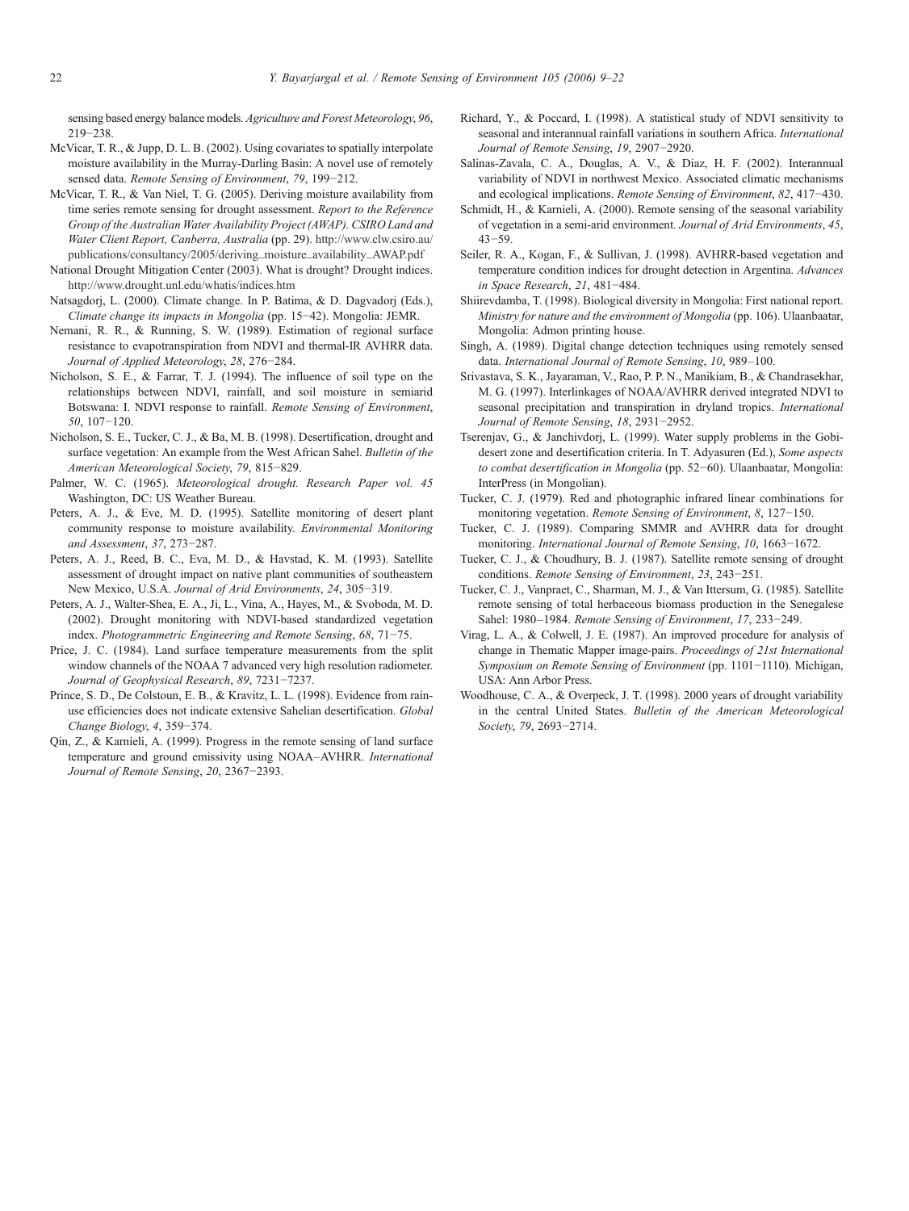sensing based energy balance models. *Agriculture and Forest Meteorology*, *96*, 219−238.

McVicar, T. R., & Jupp, D. L. B. (2002). Using covariates to spatially interpolate moisture availability in the Murray-Darling Basin: A novel use of remotely sensed data. *Remote Sensing of Environment*, *79*, 199−212.

McVicar, T. R., & Van Niel, T. G. (2005). Deriving moisture availability from time series remote sensing for drought assessment. *Report to the Reference Group of the Australian Water Availability Project (AWAP). CSIRO Land and Water Client Report, Canberra, Australia* (pp. 29). http://www.clw.csiro.au/publications/consultancy/2005/deriving_moisture_availability_AWAP.pdf

National Drought Mitigation Center (2003). What is drought? Drought indices. http://www.drought.unl.edu/whatis/indices.htm

Natsagdorj, L. (2000). Climate change. In P. Batima, & D. Dagvadorj (Eds.), *Climate change its impacts in Mongolia* (pp. 15−42). Mongolia: JEMR.

Nemani, R. R., & Running, S. W. (1989). Estimation of regional surface resistance to evapotranspiration from NDVI and thermal-IR AVHRR data. *Journal of Applied Meteorology*, *28*, 276−284.

Nicholson, S. E., & Farrar, T. J. (1994). The influence of soil type on the relationships between NDVI, rainfall, and soil moisture in semiarid Botswana: I. NDVI response to rainfall. *Remote Sensing of Environment*, *50*, 107−120.

Nicholson, S. E., Tucker, C. J., & Ba, M. B. (1998). Desertification, drought and surface vegetation: An example from the West African Sahel. *Bulletin of the American Meteorological Society*, *79*, 815−829.

Palmer, W. C. (1965). *Meteorological drought. Research Paper vol. 45* Washington, DC: US Weather Bureau.

Peters, A. J., & Eve, M. D. (1995). Satellite monitoring of desert plant community response to moisture availability. *Environmental Monitoring and Assessment*, *37*, 273−287.

Peters, A. J., Reed, B. C., Eva, M. D., & Havstad, K. M. (1993). Satellite assessment of drought impact on native plant communities of southeastern New Mexico, U.S.A. *Journal of Arid Environments*, *24*, 305−319.

Peters, A. J., Walter-Shea, E. A., Ji, L., Vina, A., Hayes, M., & Svoboda, M. D. (2002). Drought monitoring with NDVI-based standardized vegetation index. *Photogrammetric Engineering and Remote Sensing*, *68*, 71−75.

Price, J. C. (1984). Land surface temperature measurements from the split window channels of the NOAA 7 advanced very high resolution radiometer. *Journal of Geophysical Research*, *89*, 7231−7237.

Prince, S. D., De Colstoun, E. B., & Kravitz, L. L. (1998). Evidence from rain-use efficiencies does not indicate extensive Sahelian desertification. *Global Change Biology*, *4*, 359−374.

Qin, Z., & Karnieli, A. (1999). Progress in the remote sensing of land surface temperature and ground emissivity using NOAA–AVHRR. *International Journal of Remote Sensing*, *20*, 2367−2393.

Richard, Y., & Poccard, I. (1998). A statistical study of NDVI sensitivity to seasonal and interannual rainfall variations in southern Africa. *International Journal of Remote Sensing*, *19*, 2907−2920.

Salinas-Zavala, C. A., Douglas, A. V., & Diaz, H. F. (2002). Interannual variability of NDVI in northwest Mexico. Associated climatic mechanisms and ecological implications. *Remote Sensing of Environment*, *82*, 417−430.

Schmidt, H., & Karnieli, A. (2000). Remote sensing of the seasonal variability of vegetation in a semi-arid environment. *Journal of Arid Environments*, *45*, 43−59.

Seiler, R. A., Kogan, F., & Sullivan, J. (1998). AVHRR-based vegetation and temperature condition indices for drought detection in Argentina. *Advances in Space Research*, *21*, 481−484.

Shiirevdamba, T. (1998). Biological diversity in Mongolia: First national report. *Ministry for nature and the environment of Mongolia* (pp. 106). Ulaanbaatar, Mongolia: Admon printing house.

Singh, A. (1989). Digital change detection techniques using remotely sensed data. *International Journal of Remote Sensing*, *10*, 989–100.

Srivastava, S. K., Jayaraman, V., Rao, P. P. N., Manikiam, B., & Chandrasekhar, M. G. (1997). Interlinkages of NOAA/AVHRR derived integrated NDVI to seasonal precipitation and transpiration in dryland tropics. *International Journal of Remote Sensing*, *18*, 2931−2952.

Tserenjav, G., & Janchivdorj, L. (1999). Water supply problems in the Gobi-desert zone and desertification criteria. In T. Adyasuren (Ed.), *Some aspects to combat desertification in Mongolia* (pp. 52−60). Ulaanbaatar, Mongolia: InterPress (in Mongolian).

Tucker, C. J. (1979). Red and photographic infrared linear combinations for monitoring vegetation. *Remote Sensing of Environment*, *8*, 127−150.

Tucker, C. J. (1989). Comparing SMMR and AVHRR data for drought monitoring. *International Journal of Remote Sensing*, *10*, 1663−1672.

Tucker, C. J., & Choudhury, B. J. (1987). Satellite remote sensing of drought conditions. *Remote Sensing of Environment*, *23*, 243−251.

Tucker, C. J., Vanpraet, C., Sharman, M. J., & Van Ittersum, G. (1985). Satellite remote sensing of total herbaceous biomass production in the Senegalese Sahel: 1980–1984. *Remote Sensing of Environment*, *17*, 233−249.

Virag, L. A., & Colwell, J. E. (1987). An improved procedure for analysis of change in Thematic Mapper image-pairs. *Proceedings of 21st International Symposium on Remote Sensing of Environment* (pp. 1101−1110). Michigan, USA: Ann Arbor Press.

Woodhouse, C. A., & Overpeck, J. T. (1998). 2000 years of drought variability in the central United States. *Bulletin of the American Meteorological Society*, *79*, 2693−2714.